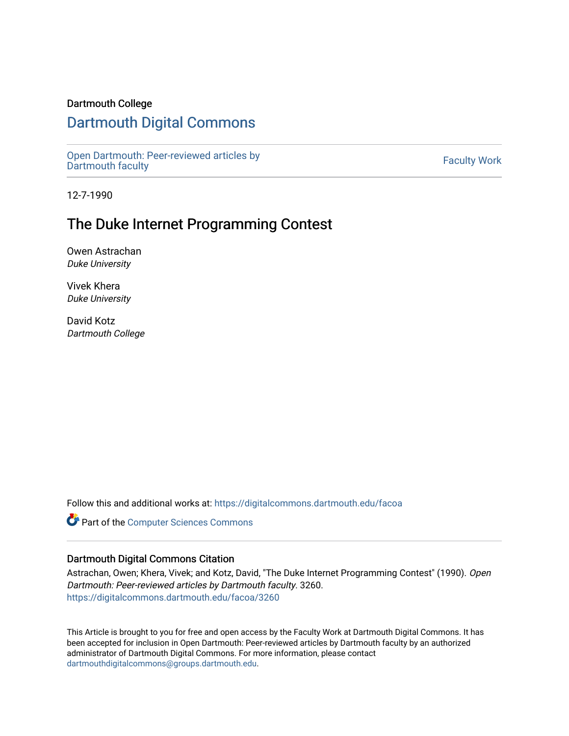Dartmouth College

# Dartmouth Digital Commons

Open Dartmouth: Peer-reviewed articles by Dartmouth faculty

Faculty Work

12-7-1990

## The Duke Internet Programming Contest

Owen Astrachan
*Duke University*

Vivek Khera
*Duke University*

David Kotz
*Dartmouth College*

Follow this and additional works at: https://digitalcommons.dartmouth.edu/facoa

Part of the Computer Sciences Commons

### Dartmouth Digital Commons Citation

Astrachan, Owen; Khera, Vivek; and Kotz, David, "The Duke Internet Programming Contest" (1990). *Open Dartmouth: Peer-reviewed articles by Dartmouth faculty*. 3260.
https://digitalcommons.dartmouth.edu/facoa/3260

This Article is brought to you for free and open access by the Faculty Work at Dartmouth Digital Commons. It has been accepted for inclusion in Open Dartmouth: Peer-reviewed articles by Dartmouth faculty by an authorized administrator of Dartmouth Digital Commons. For more information, please contact dartmouthdigitalcommons@groups.dartmouth.edu.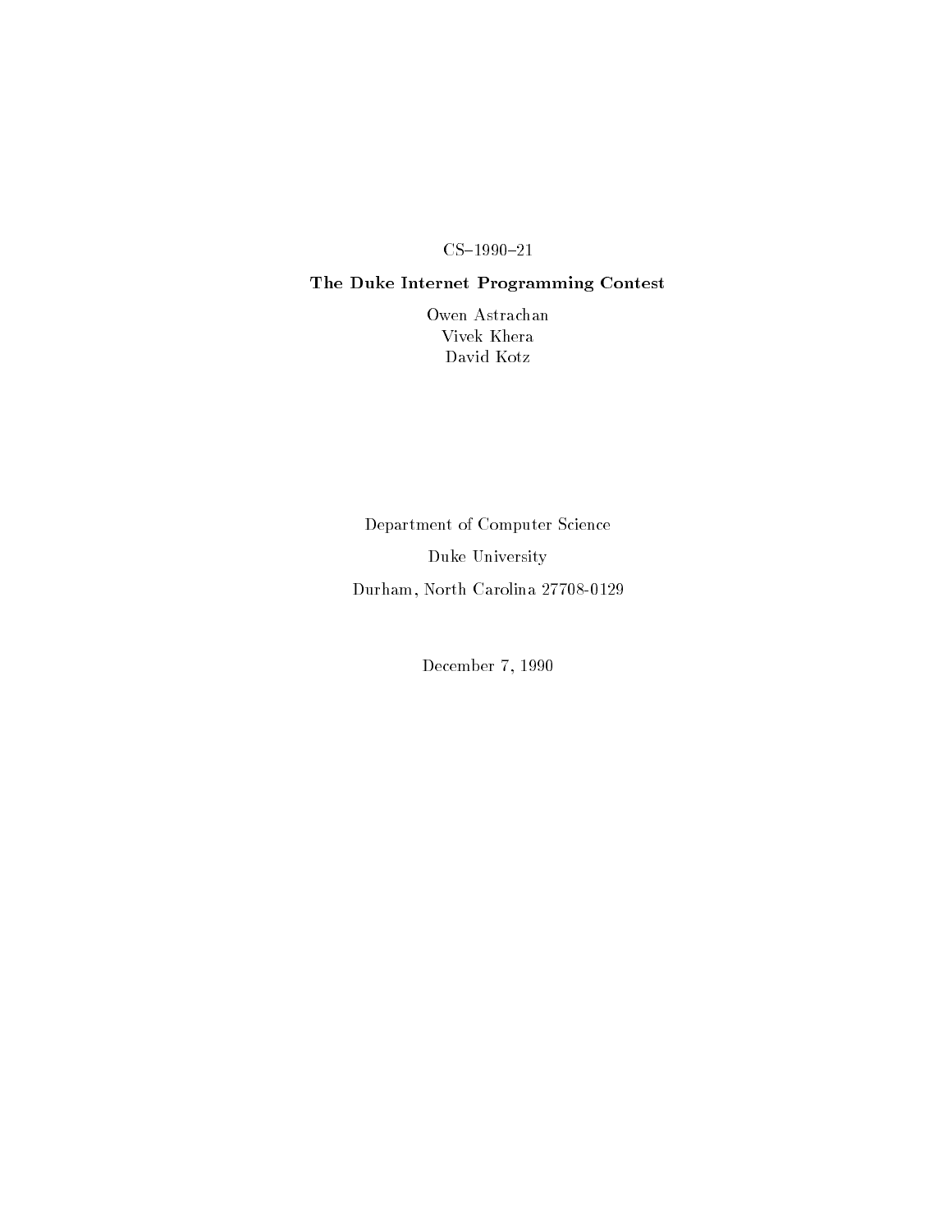CS–1990–21

**The Duke Internet Programming Contest**

Owen Astrachan
Vivek Khera
David Kotz

Department of Computer Science

Duke University

Durham, North Carolina 27708-0129

December 7, 1990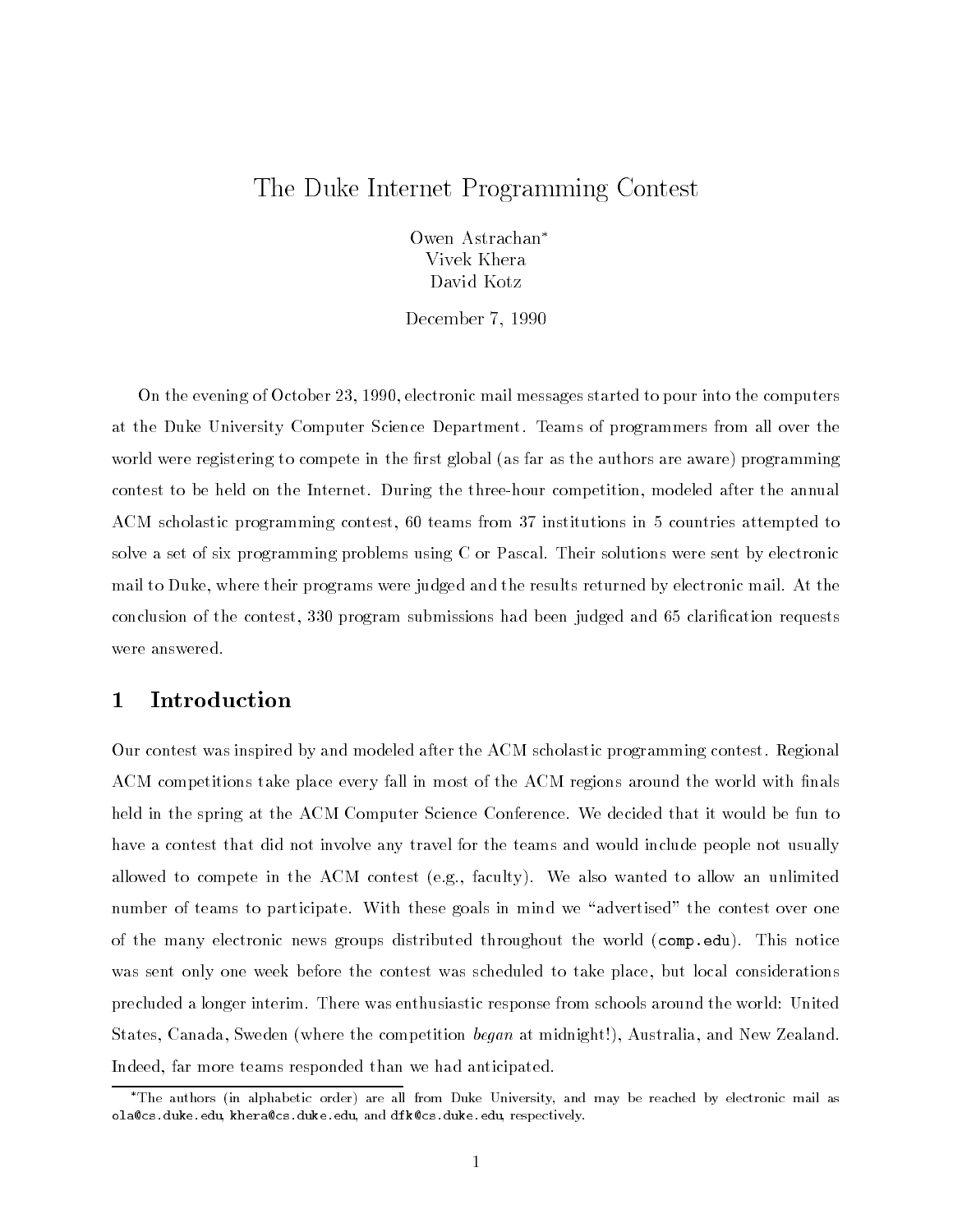# The Duke Internet Programming Contest

Owen Astrachan*
Vivek Khera
David Kotz

December 7, 1990

On the evening of October 23, 1990, electronic mail messages started to pour into the computers at the Duke University Computer Science Department. Teams of programmers from all over the world were registering to compete in the first global (as far as the authors are aware) programming contest to be held on the Internet. During the three-hour competition, modeled after the annual ACM scholastic programming contest, 60 teams from 37 institutions in 5 countries attempted to solve a set of six programming problems using C or Pascal. Their solutions were sent by electronic mail to Duke, where their programs were judged and the results returned by electronic mail. At the conclusion of the contest, 330 program submissions had been judged and 65 clarification requests were answered.

## 1 Introduction

Our contest was inspired by and modeled after the ACM scholastic programming contest. Regional ACM competitions take place every fall in most of the ACM regions around the world with finals held in the spring at the ACM Computer Science Conference. We decided that it would be fun to have a contest that did not involve any travel for the teams and would include people not usually allowed to compete in the ACM contest (e.g., faculty). We also wanted to allow an unlimited number of teams to participate. With these goals in mind we "advertised" the contest over one of the many electronic news groups distributed throughout the world (`comp.edu`). This notice was sent only one week before the contest was scheduled to take place, but local considerations precluded a longer interim. There was enthusiastic response from schools around the world: United States, Canada, Sweden (where the competition *began* at midnight!), Australia, and New Zealand. Indeed, far more teams responded than we had anticipated.

*The authors (in alphabetic order) are all from Duke University, and may be reached by electronic mail as `ola@cs.duke.edu`, `khera@cs.duke.edu`, and `dfk@cs.duke.edu`, respectively.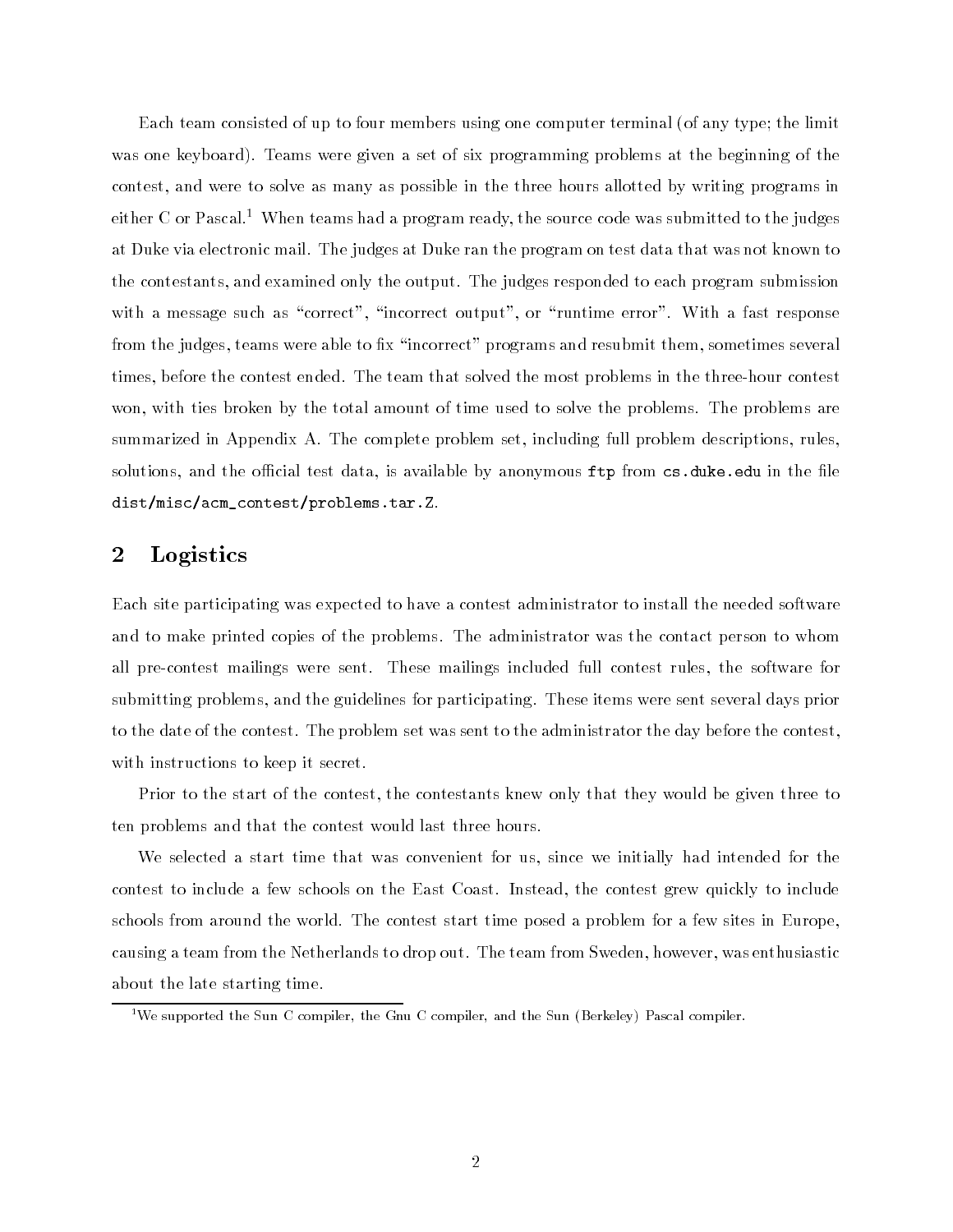Each team consisted of up to four members using one computer terminal (of any type; the limit was one keyboard). Teams were given a set of six programming problems at the beginning of the contest, and were to solve as many as possible in the three hours allotted by writing programs in either C or Pascal.[1] When teams had a program ready, the source code was submitted to the judges at Duke via electronic mail. The judges at Duke ran the program on test data that was not known to the contestants, and examined only the output. The judges responded to each program submission with a message such as "correct", "incorrect output", or "runtime error". With a fast response from the judges, teams were able to fix "incorrect" programs and resubmit them, sometimes several times, before the contest ended. The team that solved the most problems in the three-hour contest won, with ties broken by the total amount of time used to solve the problems. The problems are summarized in Appendix A. The complete problem set, including full problem descriptions, rules, solutions, and the official test data, is available by anonymous `ftp` from `cs.duke.edu` in the file `dist/misc/acm_contest/problems.tar.Z`.

## 2 Logistics

Each site participating was expected to have a contest administrator to install the needed software and to make printed copies of the problems. The administrator was the contact person to whom all pre-contest mailings were sent. These mailings included full contest rules, the software for submitting problems, and the guidelines for participating. These items were sent several days prior to the date of the contest. The problem set was sent to the administrator the day before the contest, with instructions to keep it secret.

Prior to the start of the contest, the contestants knew only that they would be given three to ten problems and that the contest would last three hours.

We selected a start time that was convenient for us, since we initially had intended for the contest to include a few schools on the East Coast. Instead, the contest grew quickly to include schools from around the world. The contest start time posed a problem for a few sites in Europe, causing a team from the Netherlands to drop out. The team from Sweden, however, was enthusiastic about the late starting time.

[1] We supported the Sun C compiler, the Gnu C compiler, and the Sun (Berkeley) Pascal compiler.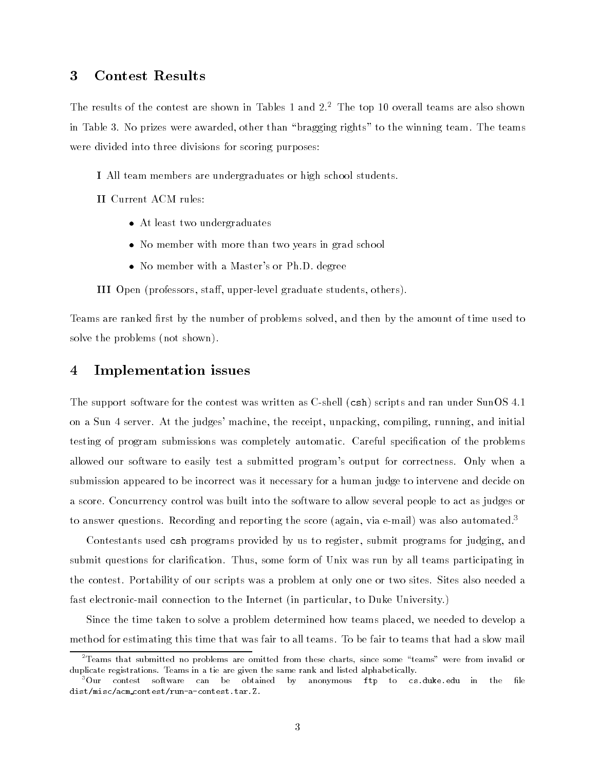## 3 Contest Results

The results of the contest are shown in Tables 1 and 2.[2] The top 10 overall teams are also shown in Table 3. No prizes were awarded, other than "bragging rights" to the winning team. The teams were divided into three divisions for scoring purposes:

**I** All team members are undergraduates or high school students.

**II** Current ACM rules:

- At least two undergraduates
- No member with more than two years in grad school
- No member with a Master's or Ph.D. degree

**III** Open (professors, staff, upper-level graduate students, others).

Teams are ranked first by the number of problems solved, and then by the amount of time used to solve the problems (not shown).

## 4 Implementation issues

The support software for the contest was written as C-shell (`csh`) scripts and ran under SunOS 4.1 on a Sun 4 server. At the judges' machine, the receipt, unpacking, compiling, running, and initial testing of program submissions was completely automatic. Careful specification of the problems allowed our software to easily test a submitted program's output for correctness. Only when a submission appeared to be incorrect was it necessary for a human judge to intervene and decide on a score. Concurrency control was built into the software to allow several people to act as judges or to answer questions. Recording and reporting the score (again, via e-mail) was also automated.[3]

Contestants used `csh` programs provided by us to register, submit programs for judging, and submit questions for clarification. Thus, some form of Unix was run by all teams participating in the contest. Portability of our scripts was a problem at only one or two sites. Sites also needed a fast electronic-mail connection to the Internet (in particular, to Duke University.)

Since the time taken to solve a problem determined how teams placed, we needed to develop a method for estimating this time that was fair to all teams. To be fair to teams that had a slow mail

[2] Teams that submitted no problems are omitted from these charts, since some "teams" were from invalid or duplicate registrations. Teams in a tie are given the same rank and listed alphabetically.

[3] Our contest software can be obtained by anonymous `ftp` to `cs.duke.edu` in the file `dist/misc/acm_contest/run-a-contest.tar.Z`.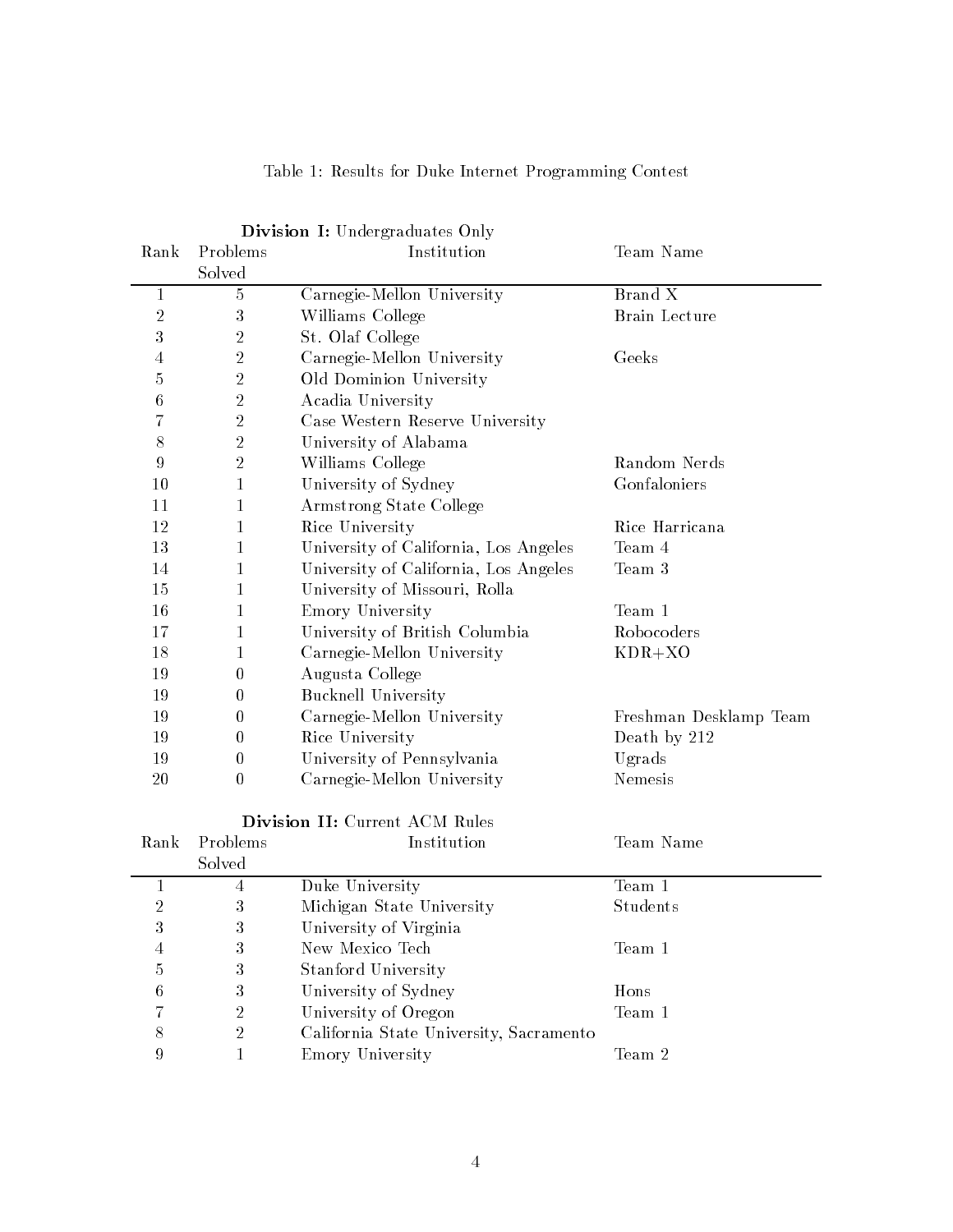Table 1: Results for Duke Internet Programming Contest

**Division I:** Undergraduates Only

| Rank | Problems Solved | Institution | Team Name |
|---|---|---|---|
| 1 | 5 | Carnegie-Mellon University | Brand X |
| 2 | 3 | Williams College | Brain Lecture |
| 3 | 2 | St. Olaf College | |
| 4 | 2 | Carnegie-Mellon University | Geeks |
| 5 | 2 | Old Dominion University | |
| 6 | 2 | Acadia University | |
| 7 | 2 | Case Western Reserve University | |
| 8 | 2 | University of Alabama | |
| 9 | 2 | Williams College | Random Nerds |
| 10 | 1 | University of Sydney | Gonfaloniers |
| 11 | 1 | Armstrong State College | |
| 12 | 1 | Rice University | Rice Harricana |
| 13 | 1 | University of California, Los Angeles | Team 4 |
| 14 | 1 | University of California, Los Angeles | Team 3 |
| 15 | 1 | University of Missouri, Rolla | |
| 16 | 1 | Emory University | Team 1 |
| 17 | 1 | University of British Columbia | Robocoders |
| 18 | 1 | Carnegie-Mellon University | KDR+XO |
| 19 | 0 | Augusta College | |
| 19 | 0 | Bucknell University | |
| 19 | 0 | Carnegie-Mellon University | Freshman Desklamp Team |
| 19 | 0 | Rice University | Death by 212 |
| 19 | 0 | University of Pennsylvania | Ugrads |
| 20 | 0 | Carnegie-Mellon University | Nemesis |

**Division II:** Current ACM Rules

| Rank | Problems Solved | Institution | Team Name |
|---|---|---|---|
| 1 | 4 | Duke University | Team 1 |
| 2 | 3 | Michigan State University | Students |
| 3 | 3 | University of Virginia | |
| 4 | 3 | New Mexico Tech | Team 1 |
| 5 | 3 | Stanford University | |
| 6 | 3 | University of Sydney | Hons |
| 7 | 2 | University of Oregon | Team 1 |
| 8 | 2 | California State University, Sacramento | |
| 9 | 1 | Emory University | Team 2 |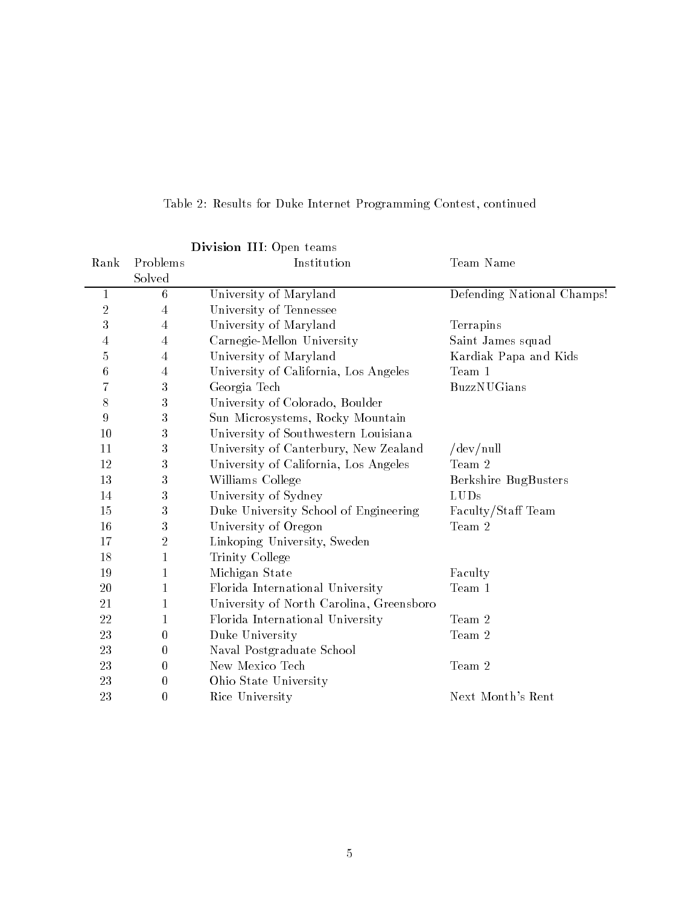Table 2: Results for Duke Internet Programming Contest, continued

**Division III**: Open teams

| Rank | Problems Solved | Institution | Team Name |
|---|---|---|---|
| 1 | 6 | University of Maryland | Defending National Champs! |
| 2 | 4 | University of Tennessee | |
| 3 | 4 | University of Maryland | Terrapins |
| 4 | 4 | Carnegie-Mellon University | Saint James squad |
| 5 | 4 | University of Maryland | Kardiak Papa and Kids |
| 6 | 4 | University of California, Los Angeles | Team 1 |
| 7 | 3 | Georgia Tech | BuzzNUGians |
| 8 | 3 | University of Colorado, Boulder | |
| 9 | 3 | Sun Microsystems, Rocky Mountain | |
| 10 | 3 | University of Southwestern Louisiana | |
| 11 | 3 | University of Canterbury, New Zealand | /dev/null |
| 12 | 3 | University of California, Los Angeles | Team 2 |
| 13 | 3 | Williams College | Berkshire BugBusters |
| 14 | 3 | University of Sydney | LUDs |
| 15 | 3 | Duke University School of Engineering | Faculty/Staff Team |
| 16 | 3 | University of Oregon | Team 2 |
| 17 | 2 | Linkoping University, Sweden | |
| 18 | 1 | Trinity College | |
| 19 | 1 | Michigan State | Faculty |
| 20 | 1 | Florida International University | Team 1 |
| 21 | 1 | University of North Carolina, Greensboro | |
| 22 | 1 | Florida International University | Team 2 |
| 23 | 0 | Duke University | Team 2 |
| 23 | 0 | Naval Postgraduate School | |
| 23 | 0 | New Mexico Tech | Team 2 |
| 23 | 0 | Ohio State University | |
| 23 | 0 | Rice University | Next Month's Rent |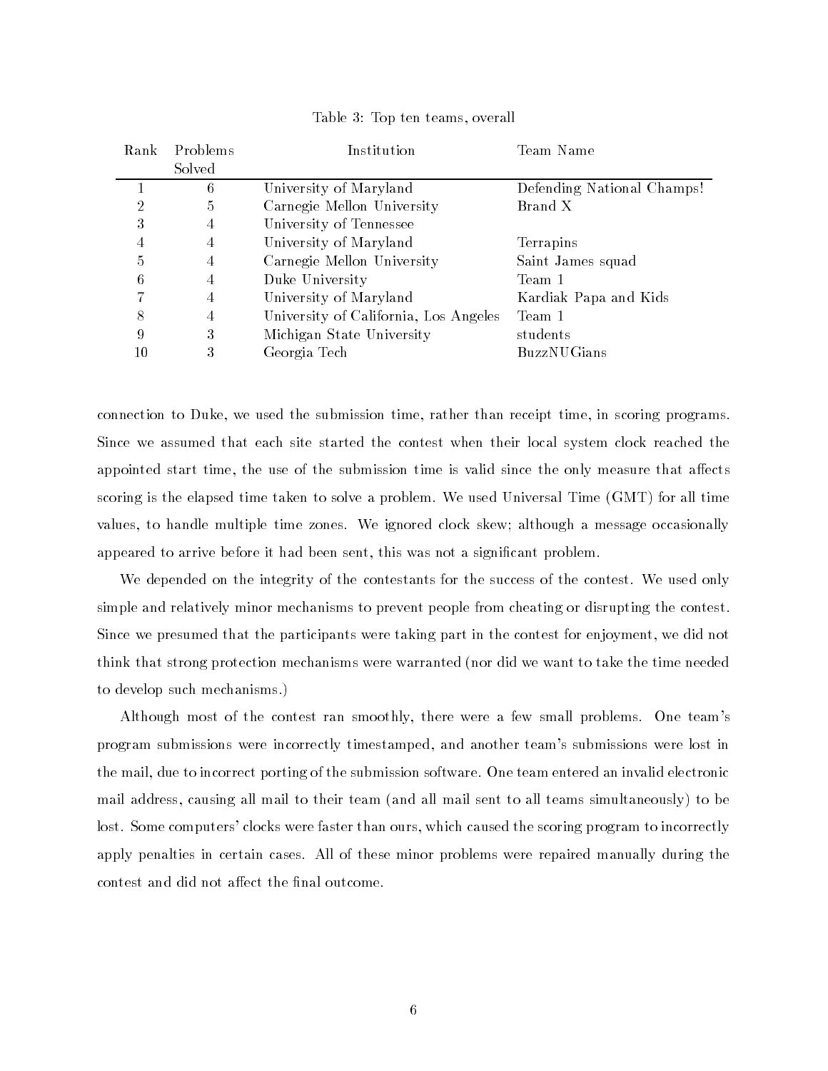Table 3: Top ten teams, overall

| Rank | Problems Solved | Institution | Team Name |
|---|---|---|---|
| 1 | 6 | University of Maryland | Defending National Champs! |
| 2 | 5 | Carnegie Mellon University | Brand X |
| 3 | 4 | University of Tennessee | |
| 4 | 4 | University of Maryland | Terrapins |
| 5 | 4 | Carnegie Mellon University | Saint James squad |
| 6 | 4 | Duke University | Team 1 |
| 7 | 4 | University of Maryland | Kardiak Papa and Kids |
| 8 | 4 | University of California, Los Angeles | Team 1 |
| 9 | 3 | Michigan State University | students |
| 10 | 3 | Georgia Tech | BuzzNUGians |

connection to Duke, we used the submission time, rather than receipt time, in scoring programs. Since we assumed that each site started the contest when their local system clock reached the appointed start time, the use of the submission time is valid since the only measure that affects scoring is the elapsed time taken to solve a problem. We used Universal Time (GMT) for all time values, to handle multiple time zones. We ignored clock skew; although a message occasionally appeared to arrive before it had been sent, this was not a significant problem.

We depended on the integrity of the contestants for the success of the contest. We used only simple and relatively minor mechanisms to prevent people from cheating or disrupting the contest. Since we presumed that the participants were taking part in the contest for enjoyment, we did not think that strong protection mechanisms were warranted (nor did we want to take the time needed to develop such mechanisms.)

Although most of the contest ran smoothly, there were a few small problems. One team's program submissions were incorrectly timestamped, and another team's submissions were lost in the mail, due to incorrect porting of the submission software. One team entered an invalid electronic mail address, causing all mail to their team (and all mail sent to all teams simultaneously) to be lost. Some computers' clocks were faster than ours, which caused the scoring program to incorrectly apply penalties in certain cases. All of these minor problems were repaired manually during the contest and did not affect the final outcome.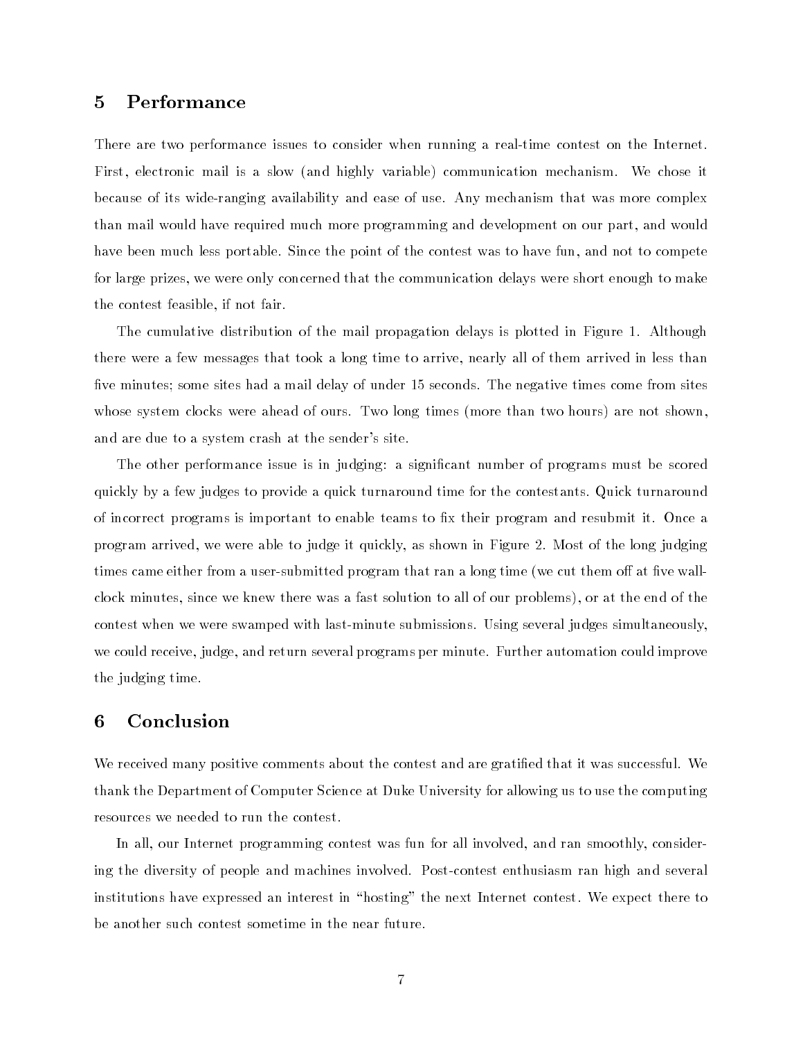## 5 Performance

There are two performance issues to consider when running a real-time contest on the Internet. First, electronic mail is a slow (and highly variable) communication mechanism. We chose it because of its wide-ranging availability and ease of use. Any mechanism that was more complex than mail would have required much more programming and development on our part, and would have been much less portable. Since the point of the contest was to have fun, and not to compete for large prizes, we were only concerned that the communication delays were short enough to make the contest feasible, if not fair.

The cumulative distribution of the mail propagation delays is plotted in Figure 1. Although there were a few messages that took a long time to arrive, nearly all of them arrived in less than five minutes; some sites had a mail delay of under 15 seconds. The negative times come from sites whose system clocks were ahead of ours. Two long times (more than two hours) are not shown, and are due to a system crash at the sender's site.

The other performance issue is in judging: a significant number of programs must be scored quickly by a few judges to provide a quick turnaround time for the contestants. Quick turnaround of incorrect programs is important to enable teams to fix their program and resubmit it. Once a program arrived, we were able to judge it quickly, as shown in Figure 2. Most of the long judging times came either from a user-submitted program that ran a long time (we cut them off at five wall-clock minutes, since we knew there was a fast solution to all of our problems), or at the end of the contest when we were swamped with last-minute submissions. Using several judges simultaneously, we could receive, judge, and return several programs per minute. Further automation could improve the judging time.

## 6 Conclusion

We received many positive comments about the contest and are gratified that it was successful. We thank the Department of Computer Science at Duke University for allowing us to use the computing resources we needed to run the contest.

In all, our Internet programming contest was fun for all involved, and ran smoothly, considering the diversity of people and machines involved. Post-contest enthusiasm ran high and several institutions have expressed an interest in "hosting" the next Internet contest. We expect there to be another such contest sometime in the near future.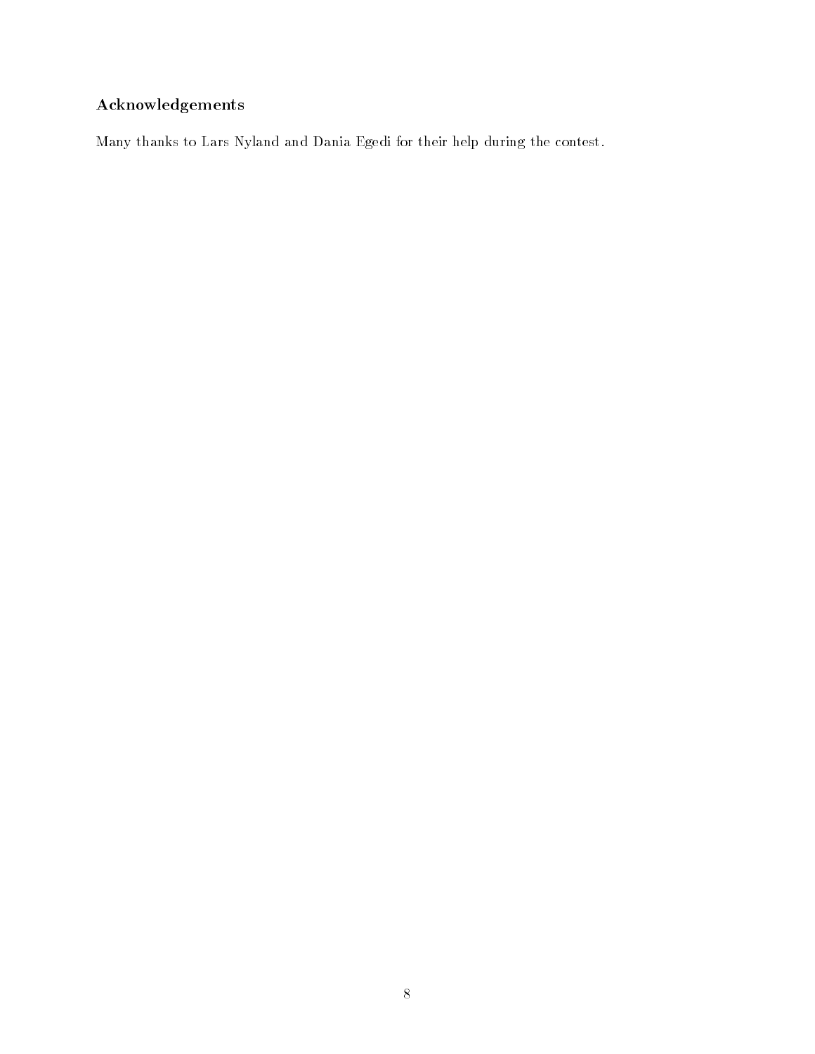## Acknowledgements

Many thanks to Lars Nyland and Dania Egedi for their help during the contest.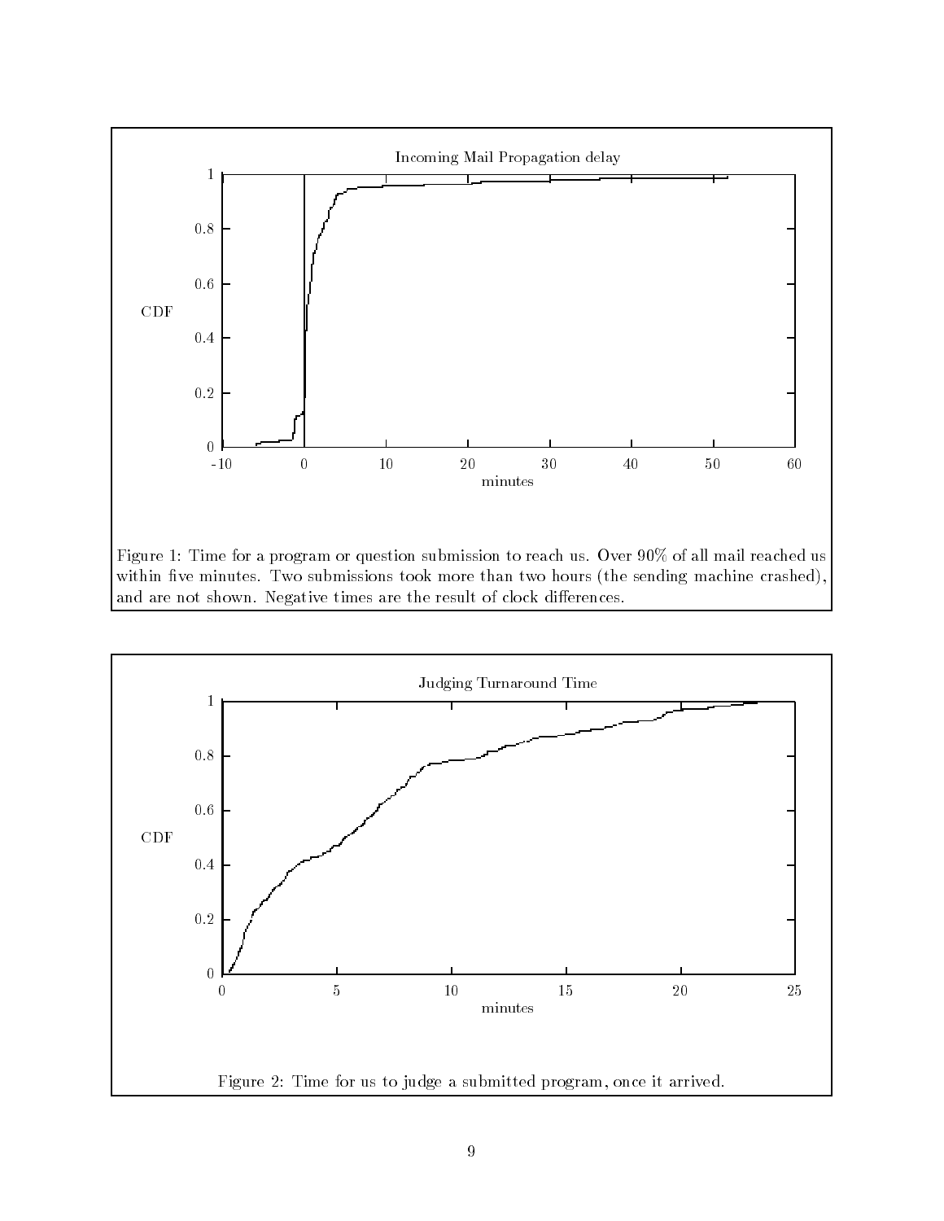Figure 1: Time for a program or question submission to reach us. Over 90% of all mail reached us within five minutes. Two submissions took more than two hours (the sending machine crashed), and are not shown. Negative times are the result of clock differences.

Figure 2: Time for us to judge a submitted program, once it arrived.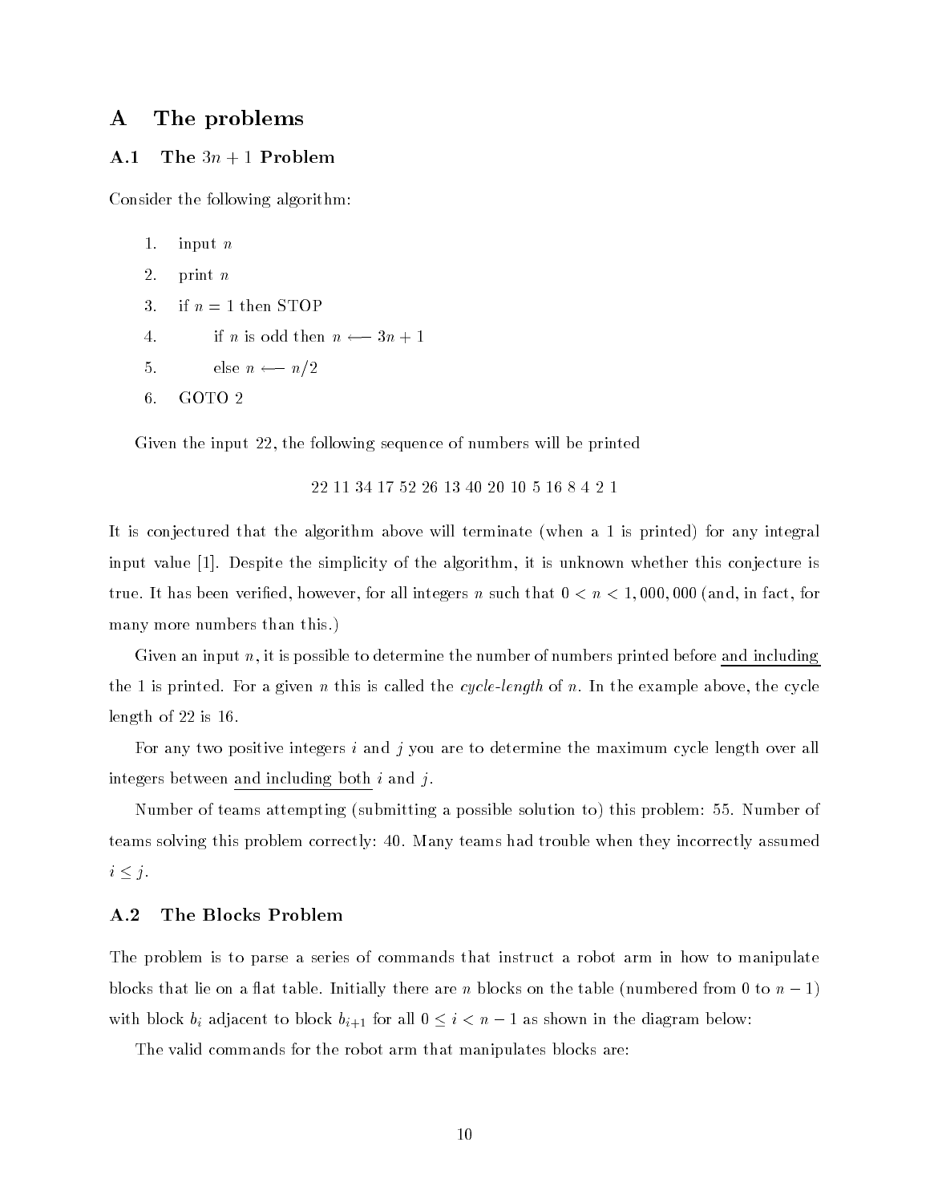# A The problems

## A.1 The $3n + 1$ Problem

Consider the following algorithm:

1. input $n$
2. print $n$
3. if $n = 1$ then STOP
4. if $n$ is odd then $n \longleftarrow 3n + 1$
5. else $n \longleftarrow n/2$
6. GOTO 2

Given the input 22, the following sequence of numbers will be printed

22 11 34 17 52 26 13 40 20 10 5 16 8 4 2 1

It is conjectured that the algorithm above will terminate (when a 1 is printed) for any integral input value [1]. Despite the simplicity of the algorithm, it is unknown whether this conjecture is true. It has been verified, however, for all integers $n$ such that $0 < n < 1,000,000$ (and, in fact, for many more numbers than this.)

Given an input $n$, it is possible to determine the number of numbers printed before and including the 1 is printed. For a given $n$ this is called the *cycle-length* of $n$. In the example above, the cycle length of 22 is 16.

For any two positive integers $i$ and $j$ you are to determine the maximum cycle length over all integers between and including both $i$ and $j$.

Number of teams attempting (submitting a possible solution to) this problem: 55. Number of teams solving this problem correctly: 40. Many teams had trouble when they incorrectly assumed $i \leq j$.

## A.2 The Blocks Problem

The problem is to parse a series of commands that instruct a robot arm in how to manipulate blocks that lie on a flat table. Initially there are $n$ blocks on the table (numbered from 0 to $n - 1$) with block $b_i$ adjacent to block $b_{i+1}$ for all $0 \leq i < n - 1$ as shown in the diagram below:

The valid commands for the robot arm that manipulates blocks are: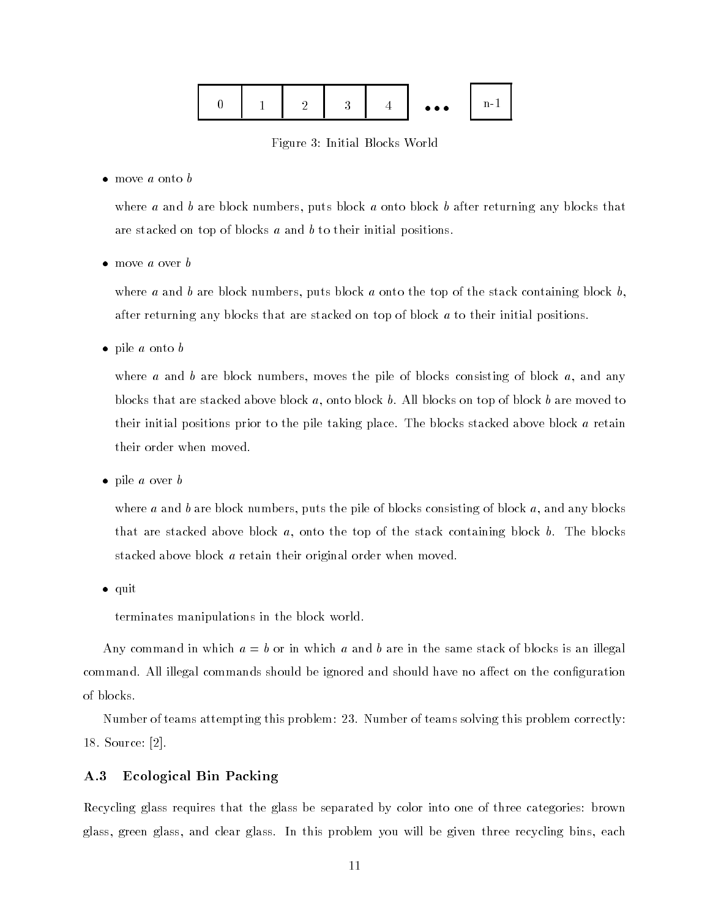| 0 | 1 | 2 | 3 | 4 | ••• | n-1 |
|---|---|---|---|---|---|---|

Figure 3: Initial Blocks World

- move *a* onto *b*

  where *a* and *b* are block numbers, puts block *a* onto block *b* after returning any blocks that are stacked on top of blocks *a* and *b* to their initial positions.

- move *a* over *b*

  where *a* and *b* are block numbers, puts block *a* onto the top of the stack containing block *b*, after returning any blocks that are stacked on top of block *a* to their initial positions.

- pile *a* onto *b*

  where *a* and *b* are block numbers, moves the pile of blocks consisting of block *a*, and any blocks that are stacked above block *a*, onto block *b*. All blocks on top of block *b* are moved to their initial positions prior to the pile taking place. The blocks stacked above block *a* retain their order when moved.

- pile *a* over *b*

  where *a* and *b* are block numbers, puts the pile of blocks consisting of block *a*, and any blocks that are stacked above block *a*, onto the top of the stack containing block *b*. The blocks stacked above block *a* retain their original order when moved.

- quit

  terminates manipulations in the block world.

Any command in which $a = b$ or in which *a* and *b* are in the same stack of blocks is an illegal command. All illegal commands should be ignored and should have no affect on the configuration of blocks.

Number of teams attempting this problem: 23. Number of teams solving this problem correctly: 18. Source: [2].

### A.3 Ecological Bin Packing

Recycling glass requires that the glass be separated by color into one of three categories: brown glass, green glass, and clear glass. In this problem you will be given three recycling bins, each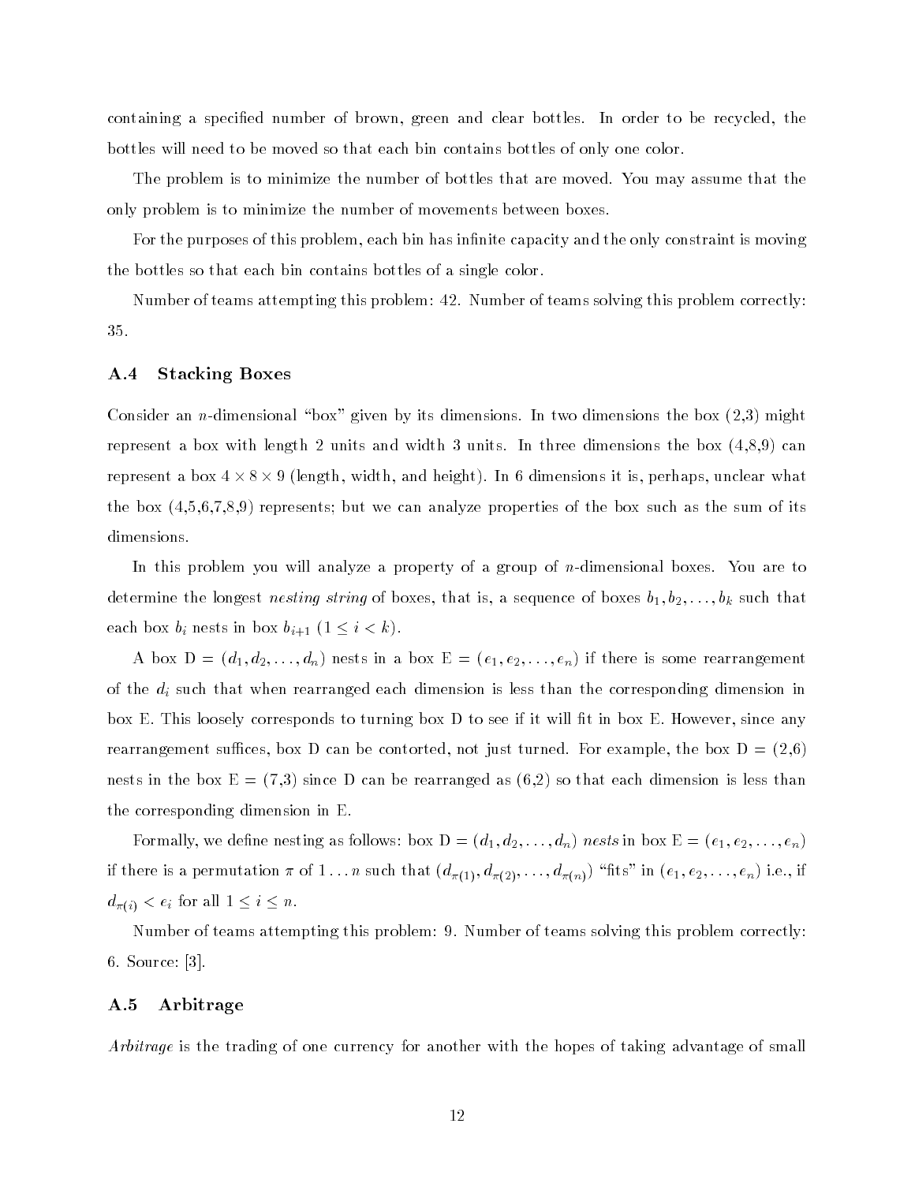containing a specified number of brown, green and clear bottles. In order to be recycled, the bottles will need to be moved so that each bin contains bottles of only one color.

The problem is to minimize the number of bottles that are moved. You may assume that the only problem is to minimize the number of movements between boxes.

For the purposes of this problem, each bin has infinite capacity and the only constraint is moving the bottles so that each bin contains bottles of a single color.

Number of teams attempting this problem: 42. Number of teams solving this problem correctly: 35.

### A.4 Stacking Boxes

Consider an $n$-dimensional "box" given by its dimensions. In two dimensions the box (2,3) might represent a box with length 2 units and width 3 units. In three dimensions the box (4,8,9) can represent a box $4 \times 8 \times 9$ (length, width, and height). In 6 dimensions it is, perhaps, unclear what the box (4,5,6,7,8,9) represents; but we can analyze properties of the box such as the sum of its dimensions.

In this problem you will analyze a property of a group of $n$-dimensional boxes. You are to determine the longest *nesting string* of boxes, that is, a sequence of boxes $b_1, b_2, \ldots, b_k$ such that each box $b_i$ nests in box $b_{i+1}$ ($1 \leq i < k$).

A box D = $(d_1, d_2, \ldots, d_n)$ nests in a box E = $(e_1, e_2, \ldots, e_n)$ if there is some rearrangement of the $d_i$ such that when rearranged each dimension is less than the corresponding dimension in box E. This loosely corresponds to turning box D to see if it will fit in box E. However, since any rearrangement suffices, box D can be contorted, not just turned. For example, the box D = (2,6) nests in the box E = (7,3) since D can be rearranged as (6,2) so that each dimension is less than the corresponding dimension in E.

Formally, we define nesting as follows: box D = $(d_1, d_2, \ldots, d_n)$ *nests* in box E = $(e_1, e_2, \ldots, e_n)$ if there is a permutation $\pi$ of $1 \ldots n$ such that $(d_{\pi(1)}, d_{\pi(2)}, \ldots, d_{\pi(n)})$ "fits" in $(e_1, e_2, \ldots, e_n)$ i.e., if $d_{\pi(i)} < e_i$ for all $1 \leq i \leq n$.

Number of teams attempting this problem: 9. Number of teams solving this problem correctly: 6. Source: [3].

### A.5 Arbitrage

*Arbitrage* is the trading of one currency for another with the hopes of taking advantage of small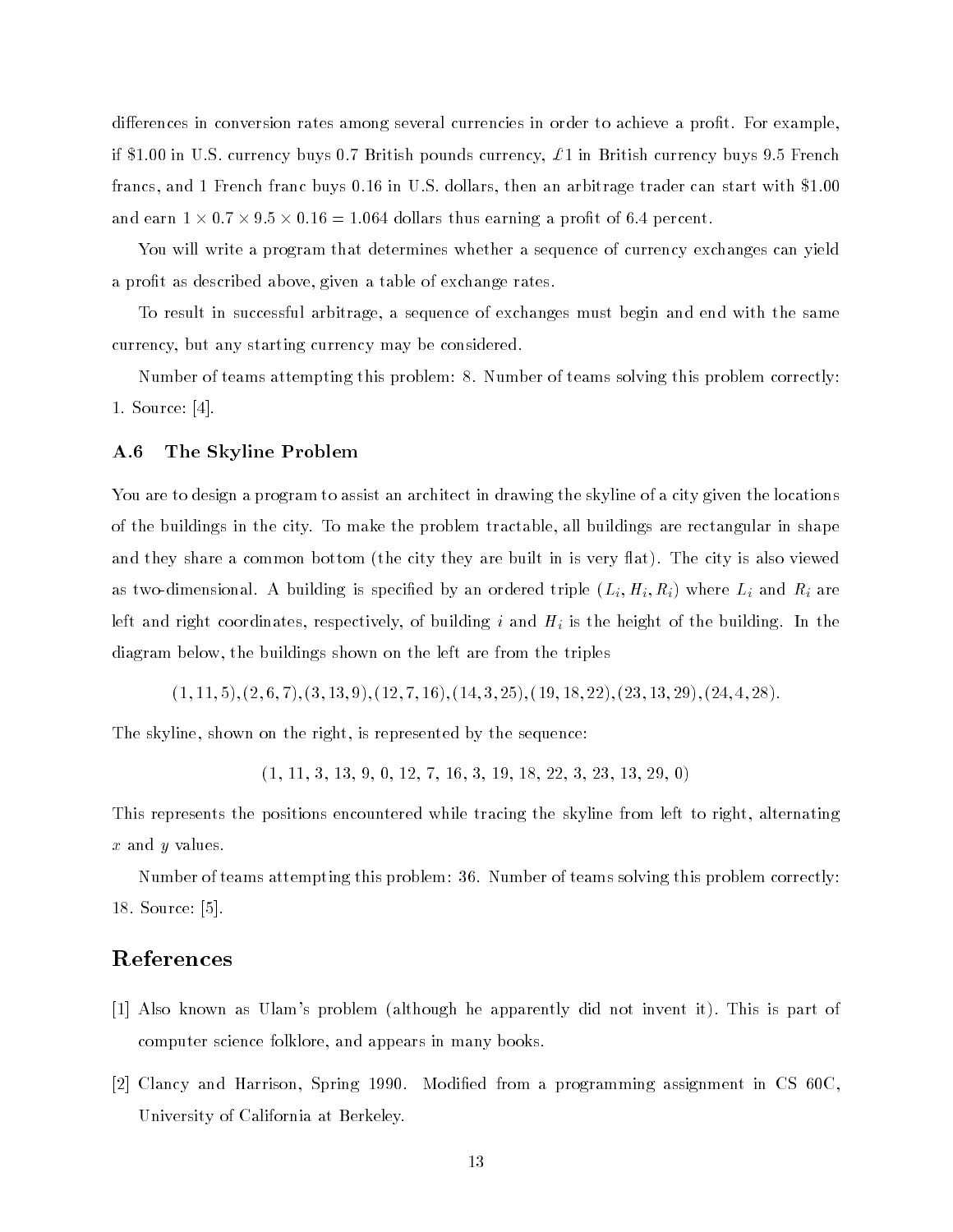differences in conversion rates among several currencies in order to achieve a profit. For example, if \$1.00 in U.S. currency buys 0.7 British pounds currency, £1 in British currency buys 9.5 French francs, and 1 French franc buys 0.16 in U.S. dollars, then an arbitrage trader can start with \$1.00 and earn $1 \times 0.7 \times 9.5 \times 0.16 = 1.064$ dollars thus earning a profit of 6.4 percent.

You will write a program that determines whether a sequence of currency exchanges can yield a profit as described above, given a table of exchange rates.

To result in successful arbitrage, a sequence of exchanges must begin and end with the same currency, but any starting currency may be considered.

Number of teams attempting this problem: 8. Number of teams solving this problem correctly: 1. Source: [4].

### A.6 The Skyline Problem

You are to design a program to assist an architect in drawing the skyline of a city given the locations of the buildings in the city. To make the problem tractable, all buildings are rectangular in shape and they share a common bottom (the city they are built in is very flat). The city is also viewed as two-dimensional. A building is specified by an ordered triple $(L_i, H_i, R_i)$ where $L_i$ and $R_i$ are left and right coordinates, respectively, of building $i$ and $H_i$ is the height of the building. In the diagram below, the buildings shown on the left are from the triples

$$(1, 11, 5), (2, 6, 7), (3, 13, 9), (12, 7, 16), (14, 3, 25), (19, 18, 22), (23, 13, 29), (24, 4, 28).$$

The skyline, shown on the right, is represented by the sequence:

$$(1,\ 11,\ 3,\ 13,\ 9,\ 0,\ 12,\ 7,\ 16,\ 3,\ 19,\ 18,\ 22,\ 3,\ 23,\ 13,\ 29,\ 0)$$

This represents the positions encountered while tracing the skyline from left to right, alternating $x$ and $y$ values.

Number of teams attempting this problem: 36. Number of teams solving this problem correctly: 18. Source: [5].

## References

[1] Also known as Ulam's problem (although he apparently did not invent it). This is part of computer science folklore, and appears in many books.

[2] Clancy and Harrison, Spring 1990. Modified from a programming assignment in CS 60C, University of California at Berkeley.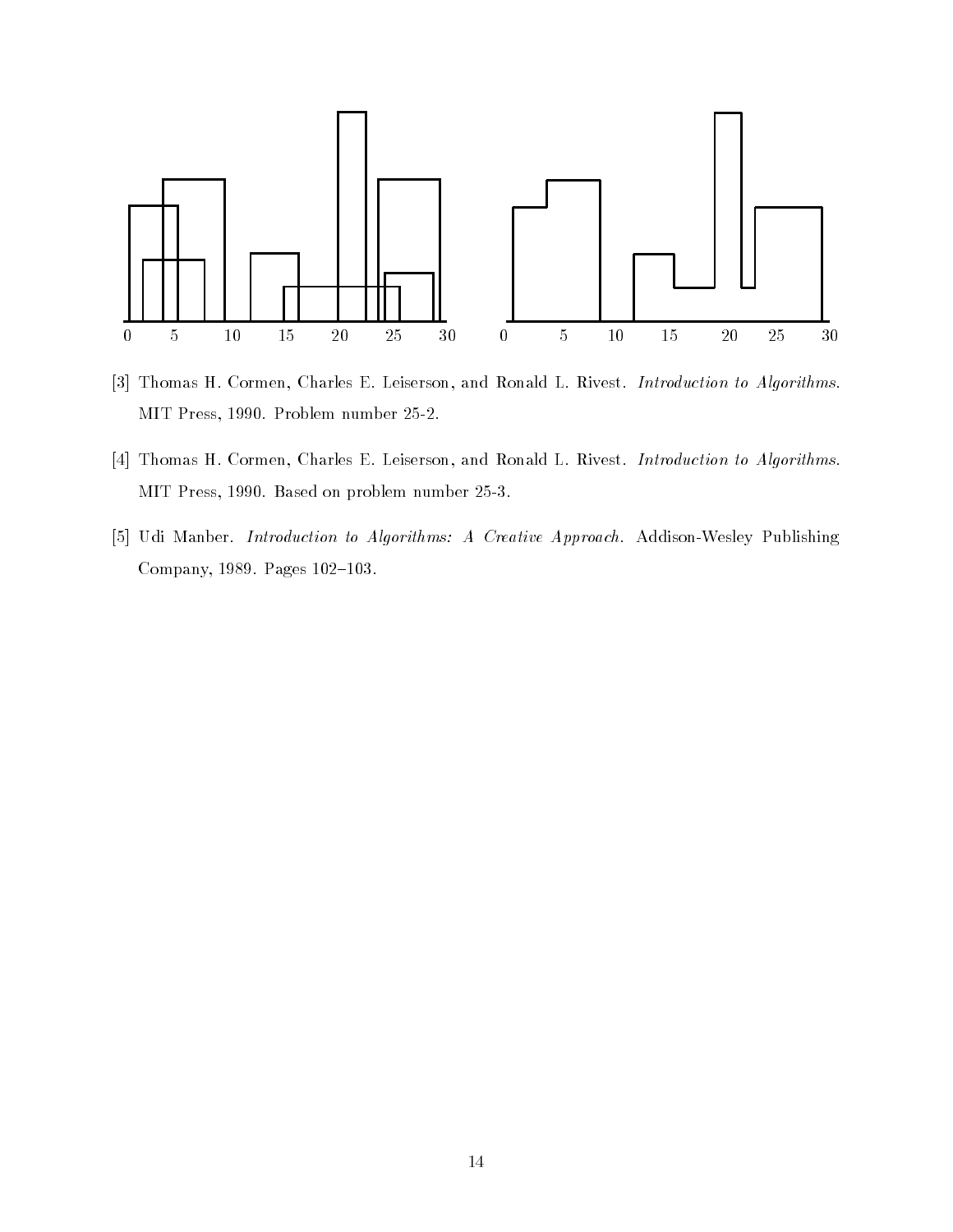0 5 10 15 20 25 30

0 5 10 15 20 25 30

[3] Thomas H. Cormen, Charles E. Leiserson, and Ronald L. Rivest. *Introduction to Algorithms.* MIT Press, 1990. Problem number 25-2.

[4] Thomas H. Cormen, Charles E. Leiserson, and Ronald L. Rivest. *Introduction to Algorithms.* MIT Press, 1990. Based on problem number 25-3.

[5] Udi Manber. *Introduction to Algorithms: A Creative Approach.* Addison-Wesley Publishing Company, 1989. Pages 102–103.